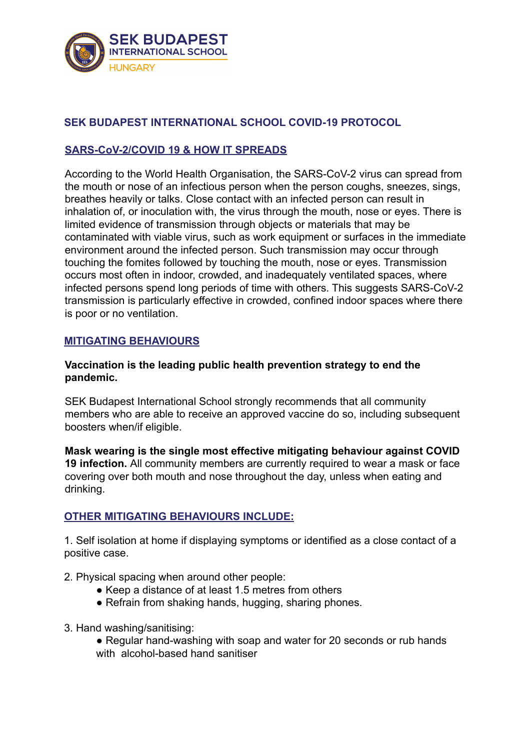SEK BUDAPEST
INTERNATIONAL SCHOOL
HUNGARY

# SEK BUDAPEST INTERNATIONAL SCHOOL COVID-19 PROTOCOL

## SARS-CoV-2/COVID 19 & HOW IT SPREADS

According to the World Health Organisation, the SARS-CoV-2 virus can spread from the mouth or nose of an infectious person when the person coughs, sneezes, sings, breathes heavily or talks. Close contact with an infected person can result in inhalation of, or inoculation with, the virus through the mouth, nose or eyes. There is limited evidence of transmission through objects or materials that may be contaminated with viable virus, such as work equipment or surfaces in the immediate environment around the infected person. Such transmission may occur through touching the fomites followed by touching the mouth, nose or eyes. Transmission occurs most often in indoor, crowded, and inadequately ventilated spaces, where infected persons spend long periods of time with others. This suggests SARS-CoV-2 transmission is particularly effective in crowded, confined indoor spaces where there is poor or no ventilation.

## MITIGATING BEHAVIOURS

**Vaccination is the leading public health prevention strategy to end the pandemic.**

SEK Budapest International School strongly recommends that all community members who are able to receive an approved vaccine do so, including subsequent boosters when/if eligible.

**Mask wearing is the single most effective mitigating behaviour against COVID 19 infection.** All community members are currently required to wear a mask or face covering over both mouth and nose throughout the day, unless when eating and drinking.

## OTHER MITIGATING BEHAVIOURS INCLUDE:

1. Self isolation at home if displaying symptoms or identified as a close contact of a positive case.

2. Physical spacing when around other people:
   - Keep a distance of at least 1.5 metres from others
   - Refrain from shaking hands, hugging, sharing phones.

3. Hand washing/sanitising:
   - Regular hand-washing with soap and water for 20 seconds or rub hands with alcohol-based hand sanitiser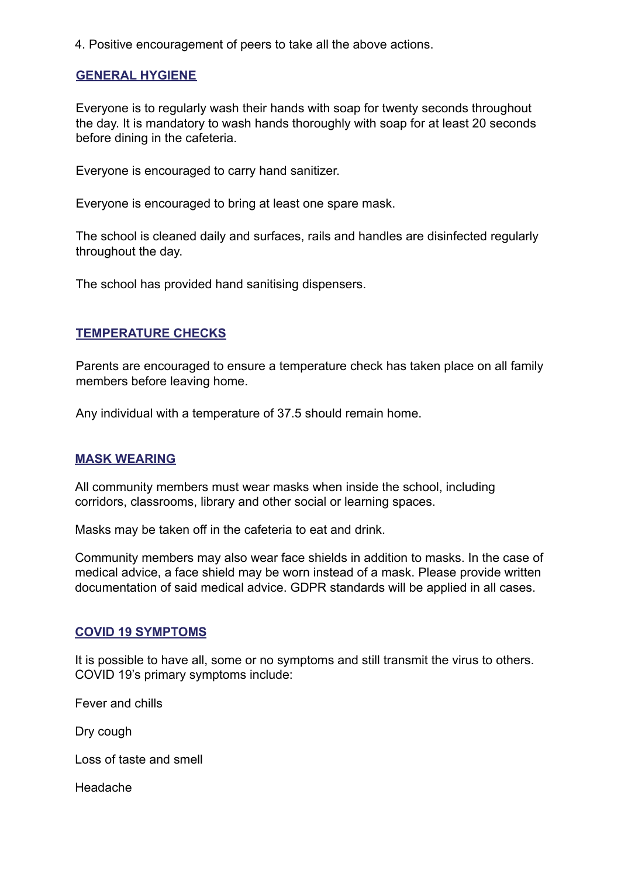4. Positive encouragement of peers to take all the above actions.

## GENERAL HYGIENE

Everyone is to regularly wash their hands with soap for twenty seconds throughout the day. It is mandatory to wash hands thoroughly with soap for at least 20 seconds before dining in the cafeteria.

Everyone is encouraged to carry hand sanitizer.

Everyone is encouraged to bring at least one spare mask.

The school is cleaned daily and surfaces, rails and handles are disinfected regularly throughout the day.

The school has provided hand sanitising dispensers.

## TEMPERATURE CHECKS

Parents are encouraged to ensure a temperature check has taken place on all family members before leaving home.

Any individual with a temperature of 37.5 should remain home.

## MASK WEARING

All community members must wear masks when inside the school, including corridors, classrooms, library and other social or learning spaces.

Masks may be taken off in the cafeteria to eat and drink.

Community members may also wear face shields in addition to masks. In the case of medical advice, a face shield may be worn instead of a mask. Please provide written documentation of said medical advice. GDPR standards will be applied in all cases.

## COVID 19 SYMPTOMS

It is possible to have all, some or no symptoms and still transmit the virus to others. COVID 19's primary symptoms include:

Fever and chills

Dry cough

Loss of taste and smell

Headache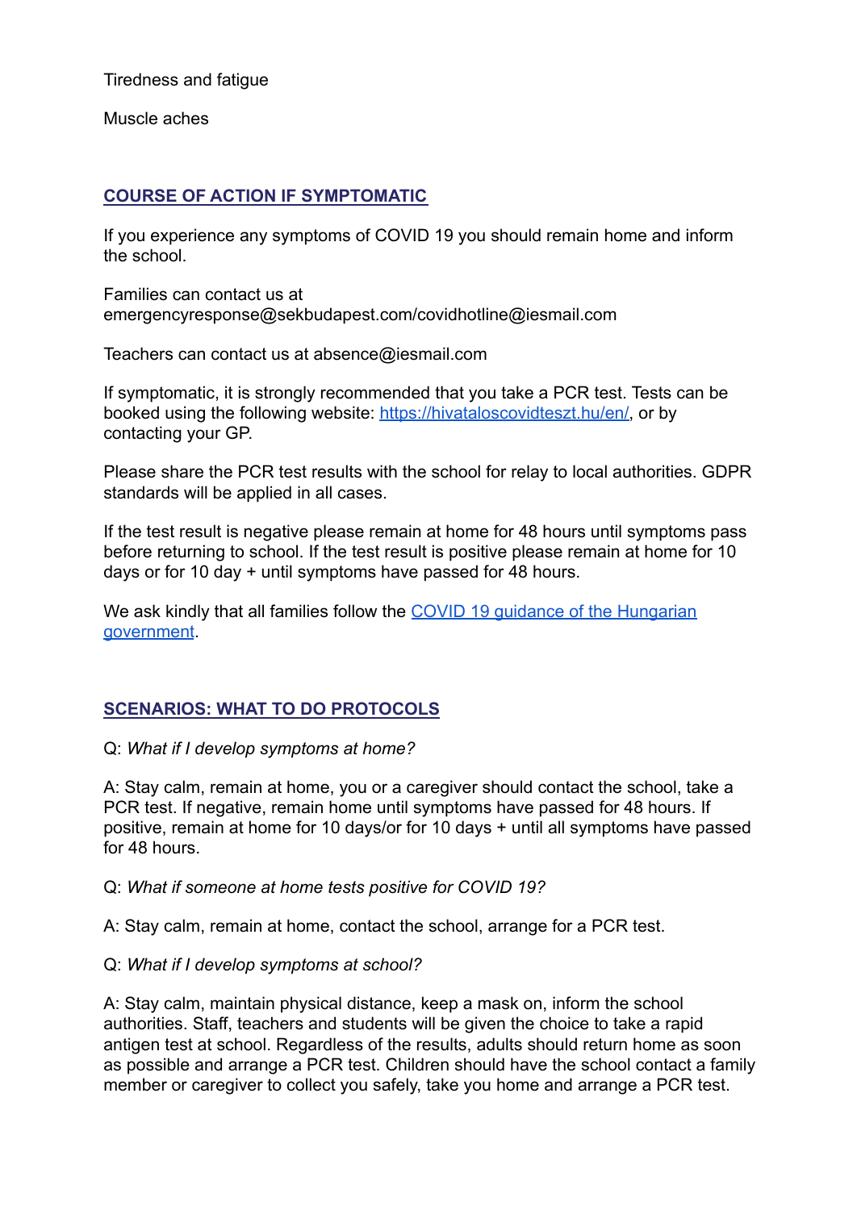Tiredness and fatigue

Muscle aches

## COURSE OF ACTION IF SYMPTOMATIC

If you experience any symptoms of COVID 19 you should remain home and inform the school.

Families can contact us at emergencyresponse@sekbudapest.com/covidhotline@iesmail.com

Teachers can contact us at absence@iesmail.com

If symptomatic, it is strongly recommended that you take a PCR test. Tests can be booked using the following website: [https://hivataloscovidteszt.hu/en/](https://hivataloscovidteszt.hu/en/), or by contacting your GP.

Please share the PCR test results with the school for relay to local authorities. GDPR standards will be applied in all cases.

If the test result is negative please remain at home for 48 hours until symptoms pass before returning to school. If the test result is positive please remain at home for 10 days or for 10 day + until symptoms have passed for 48 hours.

We ask kindly that all families follow the [COVID 19 guidance of the Hungarian government](#).

## SCENARIOS: WHAT TO DO PROTOCOLS

Q: *What if I develop symptoms at home?*

A: Stay calm, remain at home, you or a caregiver should contact the school, take a PCR test. If negative, remain home until symptoms have passed for 48 hours. If positive, remain at home for 10 days/or for 10 days + until all symptoms have passed for 48 hours.

Q: *What if someone at home tests positive for COVID 19?*

A: Stay calm, remain at home, contact the school, arrange for a PCR test.

Q: *What if I develop symptoms at school?*

A: Stay calm, maintain physical distance, keep a mask on, inform the school authorities. Staff, teachers and students will be given the choice to take a rapid antigen test at school. Regardless of the results, adults should return home as soon as possible and arrange a PCR test. Children should have the school contact a family member or caregiver to collect you safely, take you home and arrange a PCR test.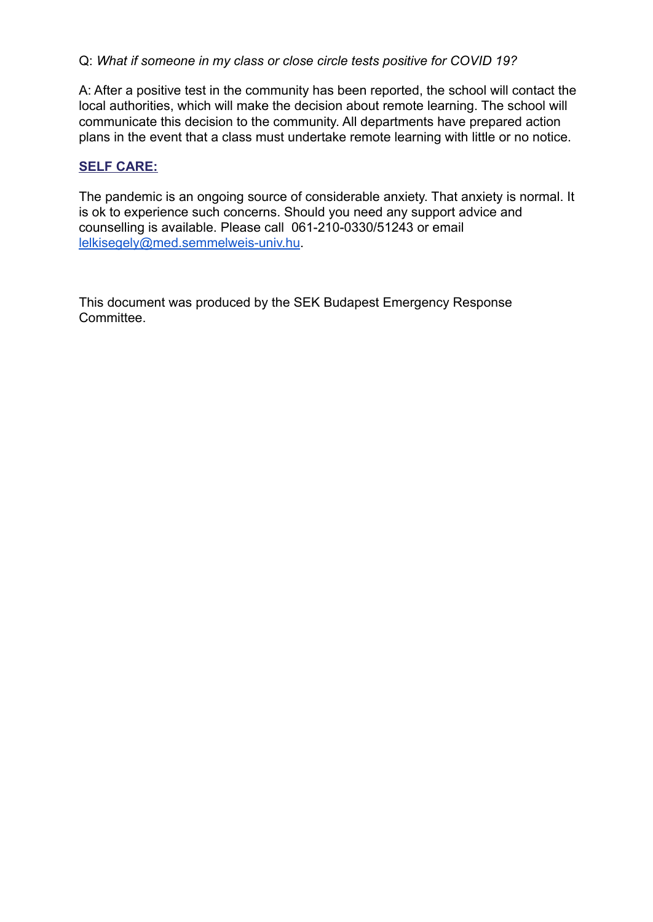Q: *What if someone in my class or close circle tests positive for COVID 19?*

A: After a positive test in the community has been reported, the school will contact the local authorities, which will make the decision about remote learning. The school will communicate this decision to the community. All departments have prepared action plans in the event that a class must undertake remote learning with little or no notice.

## SELF CARE:

The pandemic is an ongoing source of considerable anxiety. That anxiety is normal. It is ok to experience such concerns. Should you need any support advice and counselling is available. Please call 061-210-0330/51243 or email lelkisegely@med.semmelweis-univ.hu.

This document was produced by the SEK Budapest Emergency Response Committee.